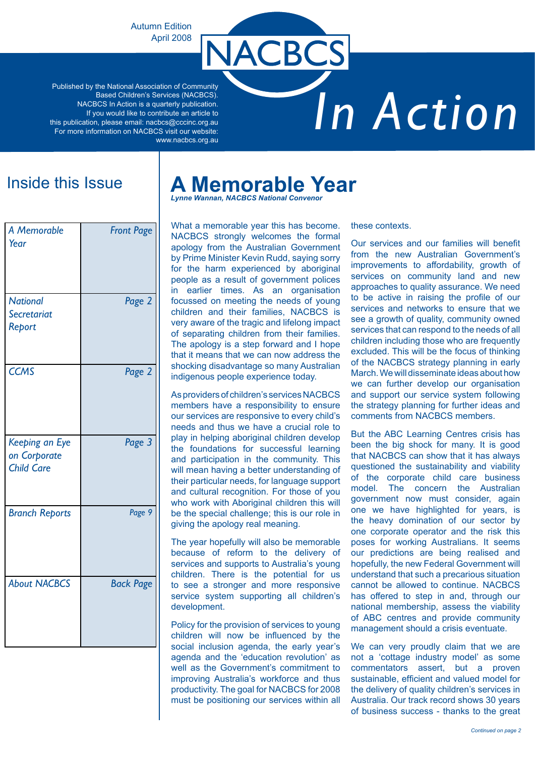Autumn Edition
April 2008

# NACBCS In Action

Published by the National Association of Community Based Children's Services (NACBCS).
NACBCS In Action is a quarterly publication.
If you would like to contribute an article to this publication, please email: nacbcs@cccinc.org.au
For more information on NACBCS visit our website: www.nacbcs.org.au

## Inside this Issue

| | |
|---|---|
| *A Memorable Year* | *Front Page* |
| *National Secretariat Report* | *Page 2* |
| *CCMS* | *Page 2* |
| *Keeping an Eye on Corporate Child Care* | *Page 3* |
| *Branch Reports* | *Page 9* |
| *About NACBCS* | *Back Page* |

## A Memorable Year

***Lynne Wannan, NACBCS National Convenor***

What a memorable year this has become. NACBCS strongly welcomes the formal apology from the Australian Government by Prime Minister Kevin Rudd, saying sorry for the harm experienced by aboriginal people as a result of government polices in earlier times. As an organisation focussed on meeting the needs of young children and their families, NACBCS is very aware of the tragic and lifelong impact of separating children from their families. The apology is a step forward and I hope that it means that we can now address the shocking disadvantage so many Australian indigenous people experience today.

As providers of children's services NACBCS members have a responsibility to ensure our services are responsive to every child's needs and thus we have a crucial role to play in helping aboriginal children develop the foundations for successful learning and participation in the community. This will mean having a better understanding of their particular needs, for language support and cultural recognition. For those of you who work with Aboriginal children this will be the special challenge; this is our role in giving the apology real meaning.

The year hopefully will also be memorable because of reform to the delivery of services and supports to Australia's young children. There is the potential for us to see a stronger and more responsive service system supporting all children's development.

Policy for the provision of services to young children will now be influenced by the social inclusion agenda, the early year's agenda and the 'education revolution' as well as the Government's commitment to improving Australia's workforce and thus productivity. The goal for NACBCS for 2008 must be positioning our services within all these contexts.

Our services and our families will benefit from the new Australian Government's improvements to affordability, growth of services on community land and new approaches to quality assurance. We need to be active in raising the profile of our services and networks to ensure that we see a growth of quality, community owned services that can respond to the needs of all children including those who are frequently excluded. This will be the focus of thinking of the NACBCS strategy planning in early March. We will disseminate ideas about how we can further develop our organisation and support our service system following the strategy planning for further ideas and comments from NACBCS members.

But the ABC Learning Centres crisis has been the big shock for many. It is good that NACBCS can show that it has always questioned the sustainability and viability of the corporate child care business model. The concern the Australian government now must consider, again one we have highlighted for years, is the heavy domination of our sector by one corporate operator and the risk this poses for working Australians. It seems our predictions are being realised and hopefully, the new Federal Government will understand that such a precarious situation cannot be allowed to continue. NACBCS has offered to step in and, through our national membership, assess the viability of ABC centres and provide community management should a crisis eventuate.

We can very proudly claim that we are not a 'cottage industry model' as some commentators assert, but a proven sustainable, efficient and valued model for the delivery of quality children's services in Australia. Our track record shows 30 years of business success - thanks to the great

*Continued on page 2*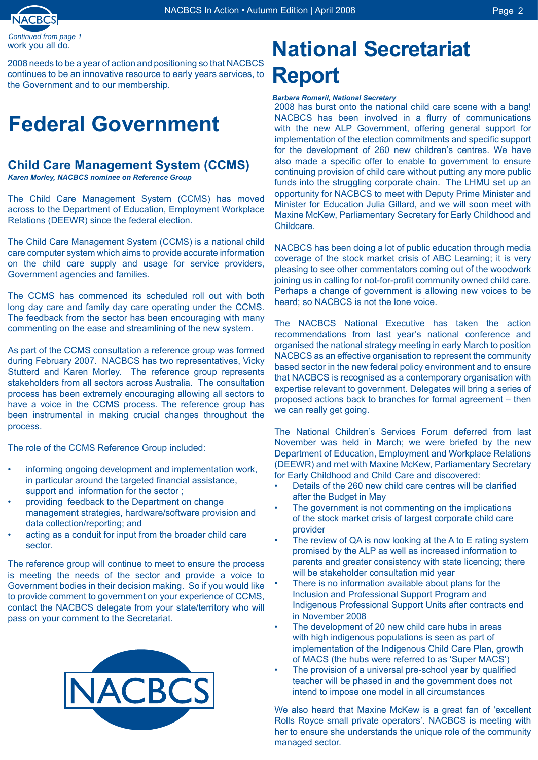*Continued from page 1*

work you all do.

2008 needs to be a year of action and positioning so that NACBCS continues to be an innovative resource to early years services, to the Government and to our membership.

# Federal Government

## Child Care Management System (CCMS)

***Karen Morley, NACBCS nominee on Reference Group***

The Child Care Management System (CCMS) has moved across to the Department of Education, Employment Workplace Relations (DEEWR) since the federal election.

The Child Care Management System (CCMS) is a national child care computer system which aims to provide accurate information on the child care supply and usage for service providers, Government agencies and families.

The CCMS has commenced its scheduled roll out with both long day care and family day care operating under the CCMS. The feedback from the sector has been encouraging with many commenting on the ease and streamlining of the new system.

As part of the CCMS consultation a reference group was formed during February 2007. NACBCS has two representatives, Vicky Stutterd and Karen Morley. The reference group represents stakeholders from all sectors across Australia. The consultation process has been extremely encouraging allowing all sectors to have a voice in the CCMS process. The reference group has been instrumental in making crucial changes throughout the process.

The role of the CCMS Reference Group included:

- informing ongoing development and implementation work, in particular around the targeted financial assistance, support and information for the sector ;
- providing feedback to the Department on change management strategies, hardware/software provision and data collection/reporting; and
- acting as a conduit for input from the broader child care sector.

The reference group will continue to meet to ensure the process is meeting the needs of the sector and provide a voice to Government bodies in their decision making. So if you would like to provide comment to government on your experience of CCMS, contact the NACBCS delegate from your state/territory who will pass on your comment to the Secretariat.

# National Secretariat Report

***Barbara Romeril, National Secretary***

2008 has burst onto the national child care scene with a bang! NACBCS has been involved in a flurry of communications with the new ALP Government, offering general support for implementation of the election commitments and specific support for the development of 260 new children's centres. We have also made a specific offer to enable to government to ensure continuing provision of child care without putting any more public funds into the struggling corporate chain. The LHMU set up an opportunity for NACBCS to meet with Deputy Prime Minister and Minister for Education Julia Gillard, and we will soon meet with Maxine McKew, Parliamentary Secretary for Early Childhood and Childcare.

NACBCS has been doing a lot of public education through media coverage of the stock market crisis of ABC Learning; it is very pleasing to see other commentators coming out of the woodwork joining us in calling for not-for-profit community owned child care. Perhaps a change of government is allowing new voices to be heard; so NACBCS is not the lone voice.

The NACBCS National Executive has taken the action recommendations from last year's national conference and organised the national strategy meeting in early March to position NACBCS as an effective organisation to represent the community based sector in the new federal policy environment and to ensure that NACBCS is recognised as a contemporary organisation with expertise relevant to government. Delegates will bring a series of proposed actions back to branches for formal agreement – then we can really get going.

The National Children's Services Forum deferred from last November was held in March; we were briefed by the new Department of Education, Employment and Workplace Relations (DEEWR) and met with Maxine McKew, Parliamentary Secretary for Early Childhood and Child Care and discovered:

- Details of the 260 new child care centres will be clarified after the Budget in May
- The government is not commenting on the implications of the stock market crisis of largest corporate child care provider
- The review of QA is now looking at the A to E rating system promised by the ALP as well as increased information to parents and greater consistency with state licencing; there will be stakeholder consultation mid year
- There is no information available about plans for the Inclusion and Professional Support Program and Indigenous Professional Support Units after contracts end in November 2008
- The development of 20 new child care hubs in areas with high indigenous populations is seen as part of implementation of the Indigenous Child Care Plan, growth of MACS (the hubs were referred to as 'Super MACS')
- The provision of a universal pre-school year by qualified teacher will be phased in and the government does not intend to impose one model in all circumstances

We also heard that Maxine McKew is a great fan of 'excellent Rolls Royce small private operators'. NACBCS is meeting with her to ensure she understands the unique role of the community managed sector.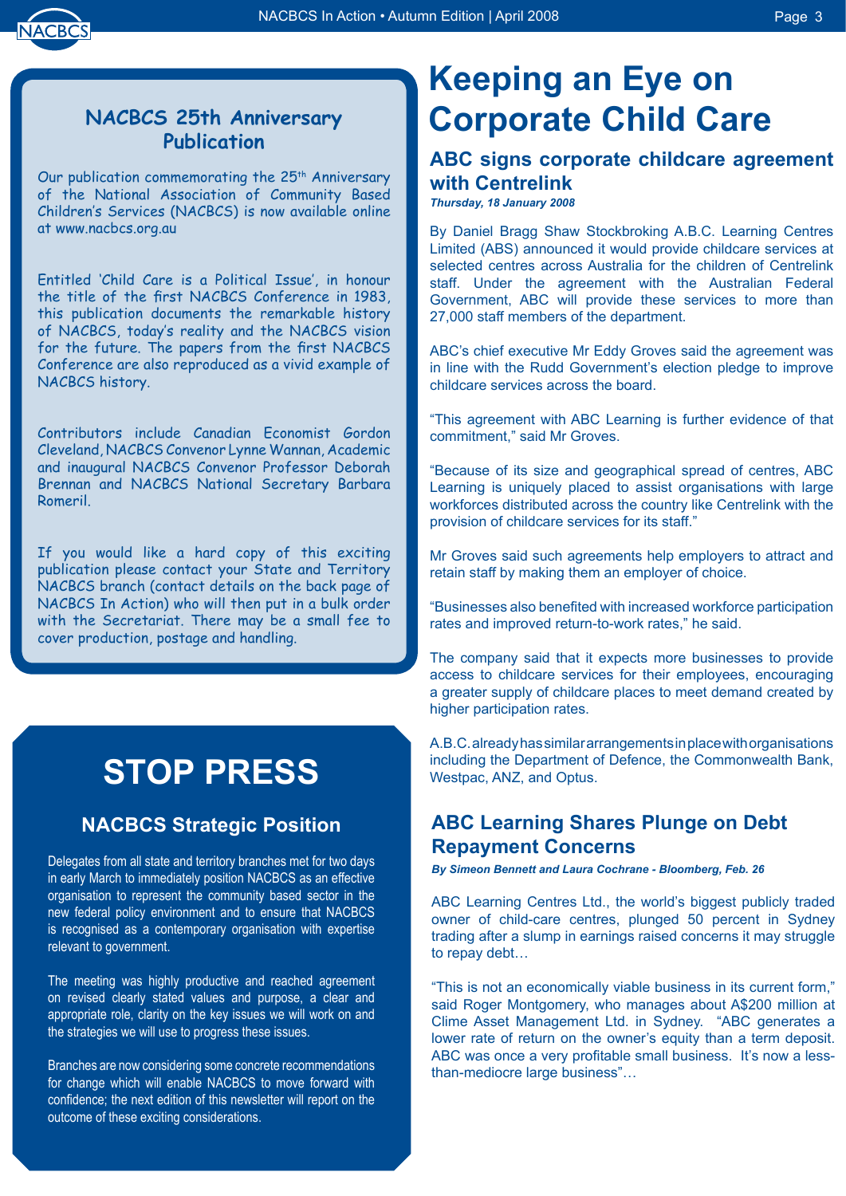## NACBCS 25th Anniversary Publication

Our publication commemorating the 25th Anniversary of the National Association of Community Based Children's Services (NACBCS) is now available online at www.nacbcs.org.au

Entitled 'Child Care is a Political Issue', in honour the title of the first NACBCS Conference in 1983, this publication documents the remarkable history of NACBCS, today's reality and the NACBCS vision for the future. The papers from the first NACBCS Conference are also reproduced as a vivid example of NACBCS history.

Contributors include Canadian Economist Gordon Cleveland, NACBCS Convenor Lynne Wannan, Academic and inaugural NACBCS Convenor Professor Deborah Brennan and NACBCS National Secretary Barbara Romeril.

If you would like a hard copy of this exciting publication please contact your State and Territory NACBCS branch (contact details on the back page of NACBCS In Action) who will then put in a bulk order with the Secretariat. There may be a small fee to cover production, postage and handling.

# STOP PRESS

### NACBCS Strategic Position

Delegates from all state and territory branches met for two days in early March to immediately position NACBCS as an effective organisation to represent the community based sector in the new federal policy environment and to ensure that NACBCS is recognised as a contemporary organisation with expertise relevant to government.

The meeting was highly productive and reached agreement on revised clearly stated values and purpose, a clear and appropriate role, clarity on the key issues we will work on and the strategies we will use to progress these issues.

Branches are now considering some concrete recommendations for change which will enable NACBCS to move forward with confidence; the next edition of this newsletter will report on the outcome of these exciting considerations.

# Keeping an Eye on Corporate Child Care

## ABC signs corporate childcare agreement with Centrelink

***Thursday, 18 January 2008***

By Daniel Bragg Shaw Stockbroking A.B.C. Learning Centres Limited (ABS) announced it would provide childcare services at selected centres across Australia for the children of Centrelink staff. Under the agreement with the Australian Federal Government, ABC will provide these services to more than 27,000 staff members of the department.

ABC's chief executive Mr Eddy Groves said the agreement was in line with the Rudd Government's election pledge to improve childcare services across the board.

"This agreement with ABC Learning is further evidence of that commitment," said Mr Groves.

"Because of its size and geographical spread of centres, ABC Learning is uniquely placed to assist organisations with large workforces distributed across the country like Centrelink with the provision of childcare services for its staff."

Mr Groves said such agreements help employers to attract and retain staff by making them an employer of choice.

"Businesses also benefited with increased workforce participation rates and improved return-to-work rates," he said.

The company said that it expects more businesses to provide access to childcare services for their employees, encouraging a greater supply of childcare places to meet demand created by higher participation rates.

A.B.C. already has similar arrangements in place with organisations including the Department of Defence, the Commonwealth Bank, Westpac, ANZ, and Optus.

## ABC Learning Shares Plunge on Debt Repayment Concerns

***By Simeon Bennett and Laura Cochrane - Bloomberg, Feb. 26***

ABC Learning Centres Ltd., the world's biggest publicly traded owner of child-care centres, plunged 50 percent in Sydney trading after a slump in earnings raised concerns it may struggle to repay debt…

"This is not an economically viable business in its current form," said Roger Montgomery, who manages about A$200 million at Clime Asset Management Ltd. in Sydney. "ABC generates a lower rate of return on the owner's equity than a term deposit. ABC was once a very profitable small business. It's now a less-than-mediocre large business"…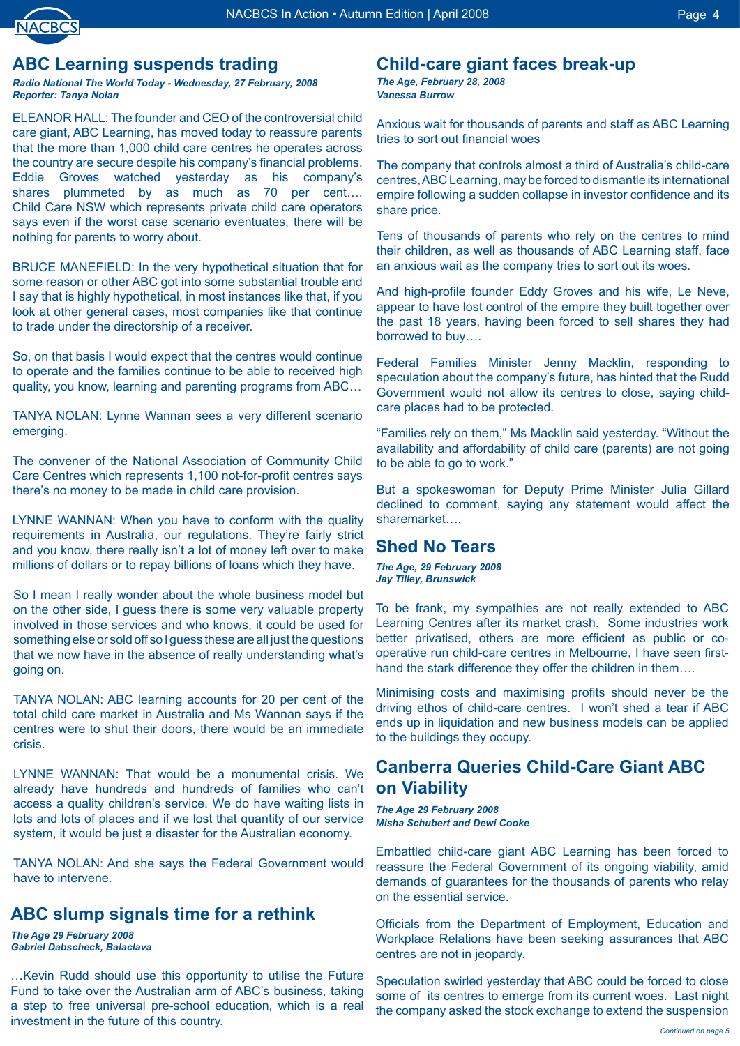## ABC Learning suspends trading

***Radio National The World Today - Wednesday, 27 February, 2008***
***Reporter: Tanya Nolan***

ELEANOR HALL: The founder and CEO of the controversial child care giant, ABC Learning, has moved today to reassure parents that the more than 1,000 child care centres he operates across the country are secure despite his company's financial problems. Eddie Groves watched yesterday as his company's shares plummeted by as much as 70 per cent…. Child Care NSW which represents private child care operators says even if the worst case scenario eventuates, there will be nothing for parents to worry about.

BRUCE MANEFIELD: In the very hypothetical situation that for some reason or other ABC got into some substantial trouble and I say that is highly hypothetical, in most instances like that, if you look at other general cases, most companies like that continue to trade under the directorship of a receiver.

So, on that basis I would expect that the centres would continue to operate and the families continue to be able to received high quality, you know, learning and parenting programs from ABC…

TANYA NOLAN: Lynne Wannan sees a very different scenario emerging.

The convener of the National Association of Community Child Care Centres which represents 1,100 not-for-profit centres says there's no money to be made in child care provision.

LYNNE WANNAN: When you have to conform with the quality requirements in Australia, our regulations. They're fairly strict and you know, there really isn't a lot of money left over to make millions of dollars or to repay billions of loans which they have.

So I mean I really wonder about the whole business model but on the other side, I guess there is some very valuable property involved in those services and who knows, it could be used for something else or sold off so I guess these are all just the questions that we now have in the absence of really understanding what's going on.

TANYA NOLAN: ABC learning accounts for 20 per cent of the total child care market in Australia and Ms Wannan says if the centres were to shut their doors, there would be an immediate crisis.

LYNNE WANNAN: That would be a monumental crisis. We already have hundreds and hundreds of families who can't access a quality children's service. We do have waiting lists in lots and lots of places and if we lost that quantity of our service system, it would be just a disaster for the Australian economy.

TANYA NOLAN: And she says the Federal Government would have to intervene.

## ABC slump signals time for a rethink

***The Age 29 February 2008***
***Gabriel Dabscheck, Balaclava***

…Kevin Rudd should use this opportunity to utilise the Future Fund to take over the Australian arm of ABC's business, taking a step to free universal pre-school education, which is a real investment in the future of this country.

## Child-care giant faces break-up

***The Age, February 28, 2008***
***Vanessa Burrow***

Anxious wait for thousands of parents and staff as ABC Learning tries to sort out financial woes

The company that controls almost a third of Australia's child-care centres, ABC Learning, may be forced to dismantle its international empire following a sudden collapse in investor confidence and its share price.

Tens of thousands of parents who rely on the centres to mind their children, as well as thousands of ABC Learning staff, face an anxious wait as the company tries to sort out its woes.

And high-profile founder Eddy Groves and his wife, Le Neve, appear to have lost control of the empire they built together over the past 18 years, having been forced to sell shares they had borrowed to buy….

Federal Families Minister Jenny Macklin, responding to speculation about the company's future, has hinted that the Rudd Government would not allow its centres to close, saying child-care places had to be protected.

"Families rely on them," Ms Macklin said yesterday. "Without the availability and affordability of child care (parents) are not going to be able to go to work."

But a spokeswoman for Deputy Prime Minister Julia Gillard declined to comment, saying any statement would affect the sharemarket….

## Shed No Tears

***The Age, 29 February 2008***
***Jay Tilley, Brunswick***

To be frank, my sympathies are not really extended to ABC Learning Centres after its market crash. Some industries work better privatised, others are more efficient as public or co-operative run child-care centres in Melbourne, I have seen first-hand the stark difference they offer the children in them….

Minimising costs and maximising profits should never be the driving ethos of child-care centres. I won't shed a tear if ABC ends up in liquidation and new business models can be applied to the buildings they occupy.

## Canberra Queries Child-Care Giant ABC on Viability

***The Age 29 February 2008***
***Misha Schubert and Dewi Cooke***

Embattled child-care giant ABC Learning has been forced to reassure the Federal Government of its ongoing viability, amid demands of guarantees for the thousands of parents who relay on the essential service.

Officials from the Department of Employment, Education and Workplace Relations have been seeking assurances that ABC centres are not in jeopardy.

Speculation swirled yesterday that ABC could be forced to close some of its centres to emerge from its current woes. Last night the company asked the stock exchange to extend the suspension

*Continued on page 5*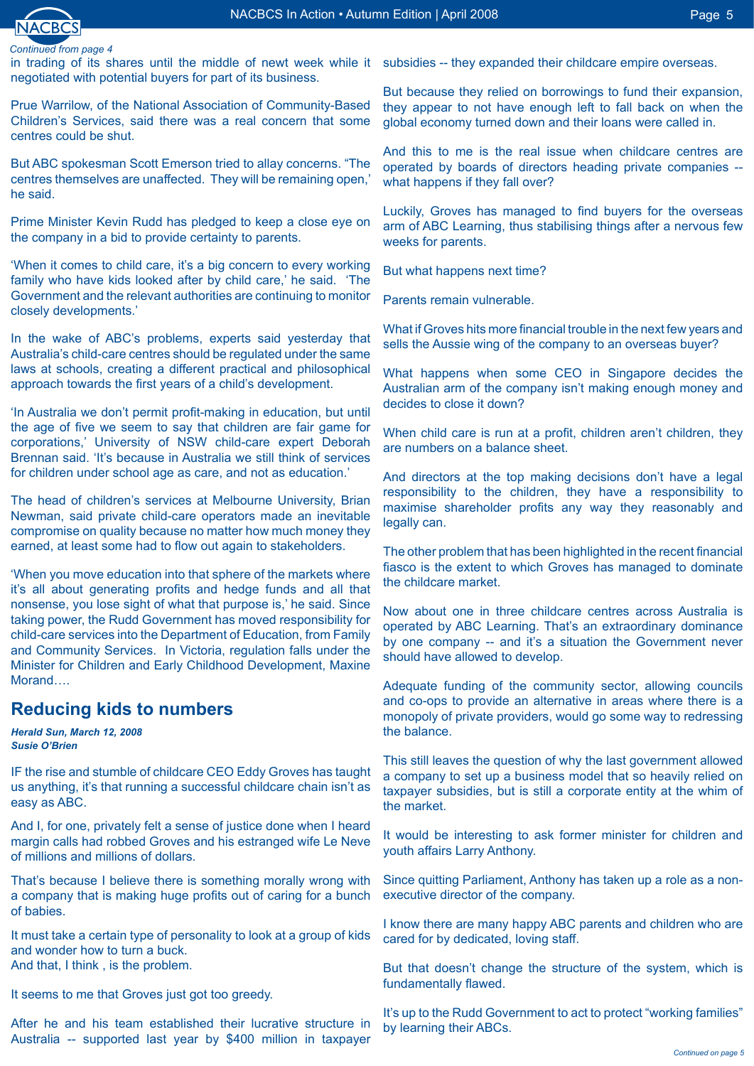*Continued from page 4*

in trading of its shares until the middle of newt week while it negotiated with potential buyers for part of its business.

Prue Warrilow, of the National Association of Community-Based Children's Services, said there was a real concern that some centres could be shut.

But ABC spokesman Scott Emerson tried to allay concerns. "The centres themselves are unaffected. They will be remaining open,' he said.

Prime Minister Kevin Rudd has pledged to keep a close eye on the company in a bid to provide certainty to parents.

'When it comes to child care, it's a big concern to every working family who have kids looked after by child care,' he said. 'The Government and the relevant authorities are continuing to monitor closely developments.'

In the wake of ABC's problems, experts said yesterday that Australia's child-care centres should be regulated under the same laws at schools, creating a different practical and philosophical approach towards the first years of a child's development.

'In Australia we don't permit profit-making in education, but until the age of five we seem to say that children are fair game for corporations,' University of NSW child-care expert Deborah Brennan said. 'It's because in Australia we still think of services for children under school age as care, and not as education.'

The head of children's services at Melbourne University, Brian Newman, said private child-care operators made an inevitable compromise on quality because no matter how much money they earned, at least some had to flow out again to stakeholders.

'When you move education into that sphere of the markets where it's all about generating profits and hedge funds and all that nonsense, you lose sight of what that purpose is,' he said. Since taking power, the Rudd Government has moved responsibility for child-care services into the Department of Education, from Family and Community Services. In Victoria, regulation falls under the Minister for Children and Early Childhood Development, Maxine Morand….

## Reducing kids to numbers

***Herald Sun, March 12, 2008***
***Susie O'Brien***

IF the rise and stumble of childcare CEO Eddy Groves has taught us anything, it's that running a successful childcare chain isn't as easy as ABC.

And I, for one, privately felt a sense of justice done when I heard margin calls had robbed Groves and his estranged wife Le Neve of millions and millions of dollars.

That's because I believe there is something morally wrong with a company that is making huge profits out of caring for a bunch of babies.

It must take a certain type of personality to look at a group of kids and wonder how to turn a buck.
And that, I think , is the problem.

It seems to me that Groves just got too greedy.

After he and his team established their lucrative structure in Australia -- supported last year by $400 million in taxpayer subsidies -- they expanded their childcare empire overseas.

But because they relied on borrowings to fund their expansion, they appear to not have enough left to fall back on when the global economy turned down and their loans were called in.

And this to me is the real issue when childcare centres are operated by boards of directors heading private companies -- what happens if they fall over?

Luckily, Groves has managed to find buyers for the overseas arm of ABC Learning, thus stabilising things after a nervous few weeks for parents.

But what happens next time?

Parents remain vulnerable.

What if Groves hits more financial trouble in the next few years and sells the Aussie wing of the company to an overseas buyer?

What happens when some CEO in Singapore decides the Australian arm of the company isn't making enough money and decides to close it down?

When child care is run at a profit, children aren't children, they are numbers on a balance sheet.

And directors at the top making decisions don't have a legal responsibility to the children, they have a responsibility to maximise shareholder profits any way they reasonably and legally can.

The other problem that has been highlighted in the recent financial fiasco is the extent to which Groves has managed to dominate the childcare market.

Now about one in three childcare centres across Australia is operated by ABC Learning. That's an extraordinary dominance by one company -- and it's a situation the Government never should have allowed to develop.

Adequate funding of the community sector, allowing councils and co-ops to provide an alternative in areas where there is a monopoly of private providers, would go some way to redressing the balance.

This still leaves the question of why the last government allowed a company to set up a business model that so heavily relied on taxpayer subsidies, but is still a corporate entity at the whim of the market.

It would be interesting to ask former minister for children and youth affairs Larry Anthony.

Since quitting Parliament, Anthony has taken up a role as a non-executive director of the company.

I know there are many happy ABC parents and children who are cared for by dedicated, loving staff.

But that doesn't change the structure of the system, which is fundamentally flawed.

It's up to the Rudd Government to act to protect "working families" by learning their ABCs.

*Continued on page 5*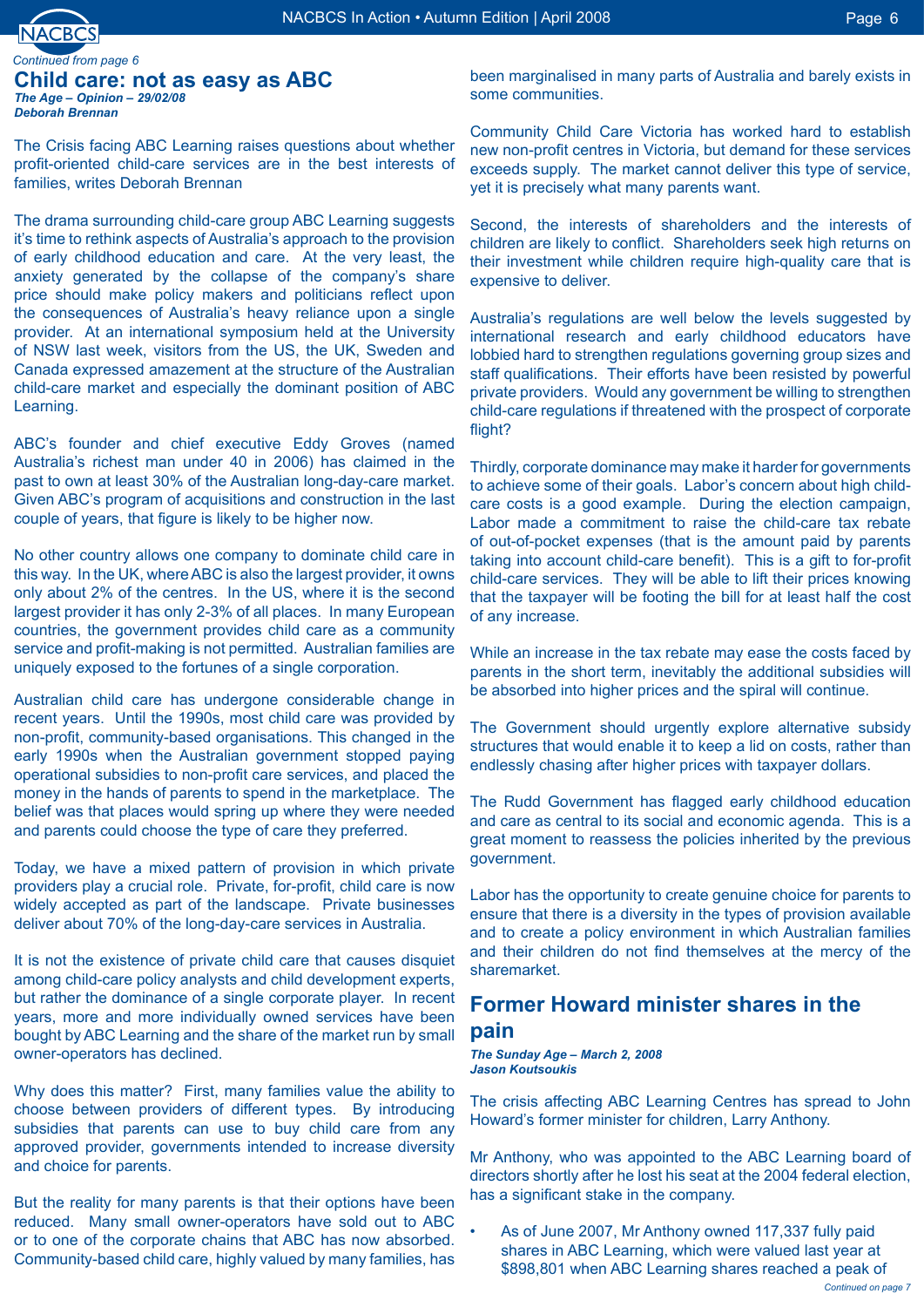*Continued from page 6*

## Child care: not as easy as ABC

***The Age – Opinion – 29/02/08***
***Deborah Brennan***

The Crisis facing ABC Learning raises questions about whether profit-oriented child-care services are in the best interests of families, writes Deborah Brennan

The drama surrounding child-care group ABC Learning suggests it's time to rethink aspects of Australia's approach to the provision of early childhood education and care. At the very least, the anxiety generated by the collapse of the company's share price should make policy makers and politicians reflect upon the consequences of Australia's heavy reliance upon a single provider. At an international symposium held at the University of NSW last week, visitors from the US, the UK, Sweden and Canada expressed amazement at the structure of the Australian child-care market and especially the dominant position of ABC Learning.

ABC's founder and chief executive Eddy Groves (named Australia's richest man under 40 in 2006) has claimed in the past to own at least 30% of the Australian long-day-care market. Given ABC's program of acquisitions and construction in the last couple of years, that figure is likely to be higher now.

No other country allows one company to dominate child care in this way. In the UK, where ABC is also the largest provider, it owns only about 2% of the centres. In the US, where it is the second largest provider it has only 2-3% of all places. In many European countries, the government provides child care as a community service and profit-making is not permitted. Australian families are uniquely exposed to the fortunes of a single corporation.

Australian child care has undergone considerable change in recent years. Until the 1990s, most child care was provided by non-profit, community-based organisations. This changed in the early 1990s when the Australian government stopped paying operational subsidies to non-profit care services, and placed the money in the hands of parents to spend in the marketplace. The belief was that places would spring up where they were needed and parents could choose the type of care they preferred.

Today, we have a mixed pattern of provision in which private providers play a crucial role. Private, for-profit, child care is now widely accepted as part of the landscape. Private businesses deliver about 70% of the long-day-care services in Australia.

It is not the existence of private child care that causes disquiet among child-care policy analysts and child development experts, but rather the dominance of a single corporate player. In recent years, more and more individually owned services have been bought by ABC Learning and the share of the market run by small owner-operators has declined.

Why does this matter? First, many families value the ability to choose between providers of different types. By introducing subsidies that parents can use to buy child care from any approved provider, governments intended to increase diversity and choice for parents.

But the reality for many parents is that their options have been reduced. Many small owner-operators have sold out to ABC or to one of the corporate chains that ABC has now absorbed. Community-based child care, highly valued by many families, has been marginalised in many parts of Australia and barely exists in some communities.

Community Child Care Victoria has worked hard to establish new non-profit centres in Victoria, but demand for these services exceeds supply. The market cannot deliver this type of service, yet it is precisely what many parents want.

Second, the interests of shareholders and the interests of children are likely to conflict. Shareholders seek high returns on their investment while children require high-quality care that is expensive to deliver.

Australia's regulations are well below the levels suggested by international research and early childhood educators have lobbied hard to strengthen regulations governing group sizes and staff qualifications. Their efforts have been resisted by powerful private providers. Would any government be willing to strengthen child-care regulations if threatened with the prospect of corporate flight?

Thirdly, corporate dominance may make it harder for governments to achieve some of their goals. Labor's concern about high child-care costs is a good example. During the election campaign, Labor made a commitment to raise the child-care tax rebate of out-of-pocket expenses (that is the amount paid by parents taking into account child-care benefit). This is a gift to for-profit child-care services. They will be able to lift their prices knowing that the taxpayer will be footing the bill for at least half the cost of any increase.

While an increase in the tax rebate may ease the costs faced by parents in the short term, inevitably the additional subsidies will be absorbed into higher prices and the spiral will continue.

The Government should urgently explore alternative subsidy structures that would enable it to keep a lid on costs, rather than endlessly chasing after higher prices with taxpayer dollars.

The Rudd Government has flagged early childhood education and care as central to its social and economic agenda. This is a great moment to reassess the policies inherited by the previous government.

Labor has the opportunity to create genuine choice for parents to ensure that there is a diversity in the types of provision available and to create a policy environment in which Australian families and their children do not find themselves at the mercy of the sharemarket.

## Former Howard minister shares in the pain

***The Sunday Age – March 2, 2008***
***Jason Koutsoukis***

The crisis affecting ABC Learning Centres has spread to John Howard's former minister for children, Larry Anthony.

Mr Anthony, who was appointed to the ABC Learning board of directors shortly after he lost his seat at the 2004 federal election, has a significant stake in the company.

- As of June 2007, Mr Anthony owned 117,337 fully paid shares in ABC Learning, which were valued last year at $898,801 when ABC Learning shares reached a peak of

*Continued on page 7*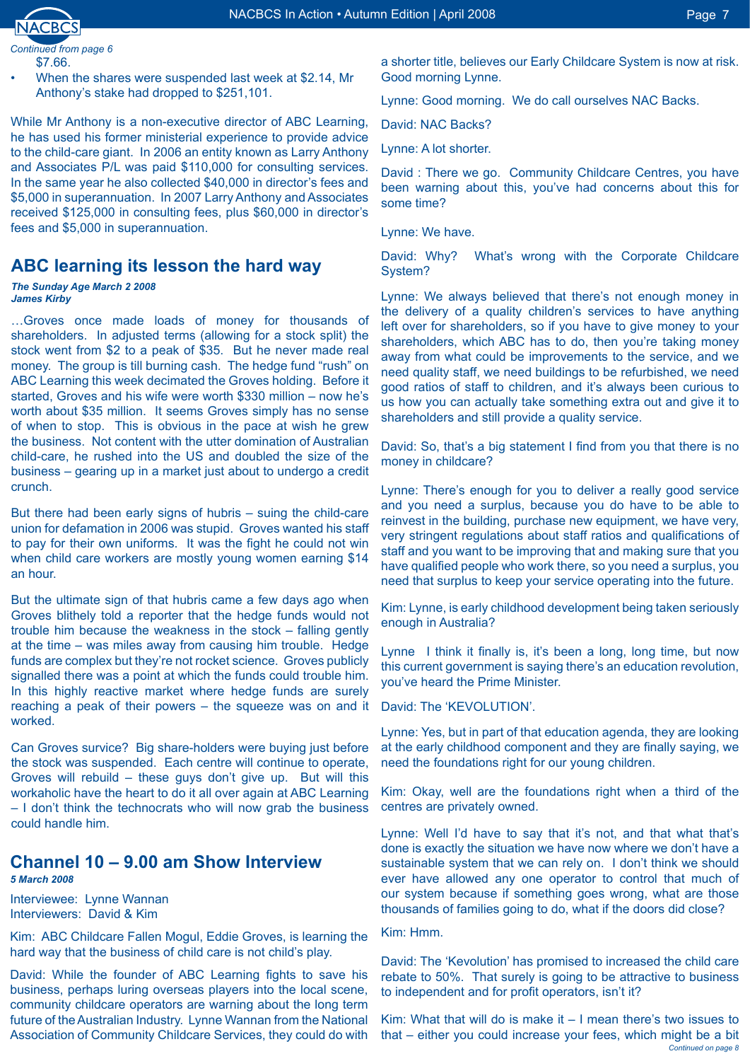*Continued from page 6*

$7.66.

- When the shares were suspended last week at $2.14, Mr Anthony's stake had dropped to $251,101.

While Mr Anthony is a non-executive director of ABC Learning, he has used his former ministerial experience to provide advice to the child-care giant. In 2006 an entity known as Larry Anthony and Associates P/L was paid $110,000 for consulting services. In the same year he also collected $40,000 in director's fees and $5,000 in superannuation. In 2007 Larry Anthony and Associates received $125,000 in consulting fees, plus $60,000 in director's fees and $5,000 in superannuation.

## ABC learning its lesson the hard way

***The Sunday Age March 2 2008***
***James Kirby***

…Groves once made loads of money for thousands of shareholders. In adjusted terms (allowing for a stock split) the stock went from $2 to a peak of $35. But he never made real money. The group is till burning cash. The hedge fund "rush" on ABC Learning this week decimated the Groves holding. Before it started, Groves and his wife were worth $330 million – now he's worth about $35 million. It seems Groves simply has no sense of when to stop. This is obvious in the pace at wish he grew the business. Not content with the utter domination of Australian child-care, he rushed into the US and doubled the size of the business – gearing up in a market just about to undergo a credit crunch.

But there had been early signs of hubris – suing the child-care union for defamation in 2006 was stupid. Groves wanted his staff to pay for their own uniforms. It was the fight he could not win when child care workers are mostly young women earning $14 an hour.

But the ultimate sign of that hubris came a few days ago when Groves blithely told a reporter that the hedge funds would not trouble him because the weakness in the stock – falling gently at the time – was miles away from causing him trouble. Hedge funds are complex but they're not rocket science. Groves publicly signalled there was a point at which the funds could trouble him. In this highly reactive market where hedge funds are surely reaching a peak of their powers – the squeeze was on and it worked.

Can Groves survice? Big share-holders were buying just before the stock was suspended. Each centre will continue to operate, Groves will rebuild – these guys don't give up. But will this workaholic have the heart to do it all over again at ABC Learning – I don't think the technocrats who will now grab the business could handle him.

## Channel 10 – 9.00 am Show Interview

***5 March 2008***

Interviewee: Lynne Wannan
Interviewers: David & Kim

Kim: ABC Childcare Fallen Mogul, Eddie Groves, is learning the hard way that the business of child care is not child's play.

David: While the founder of ABC Learning fights to save his business, perhaps luring overseas players into the local scene, community childcare operators are warning about the long term future of the Australian Industry. Lynne Wannan from the National Association of Community Childcare Services, they could do with a shorter title, believes our Early Childcare System is now at risk. Good morning Lynne.

Lynne: Good morning. We do call ourselves NAC Backs.

David: NAC Backs?

Lynne: A lot shorter.

David : There we go. Community Childcare Centres, you have been warning about this, you've had concerns about this for some time?

Lynne: We have.

David: Why? What's wrong with the Corporate Childcare System?

Lynne: We always believed that there's not enough money in the delivery of a quality children's services to have anything left over for shareholders, so if you have to give money to your shareholders, which ABC has to do, then you're taking money away from what could be improvements to the service, and we need quality staff, we need buildings to be refurbished, we need good ratios of staff to children, and it's always been curious to us how you can actually take something extra out and give it to shareholders and still provide a quality service.

David: So, that's a big statement I find from you that there is no money in childcare?

Lynne: There's enough for you to deliver a really good service and you need a surplus, because you do have to be able to reinvest in the building, purchase new equipment, we have very, very stringent regulations about staff ratios and qualifications of staff and you want to be improving that and making sure that you have qualified people who work there, so you need a surplus, you need that surplus to keep your service operating into the future.

Kim: Lynne, is early childhood development being taken seriously enough in Australia?

Lynne I think it finally is, it's been a long, long time, but now this current government is saying there's an education revolution, you've heard the Prime Minister.

David: The 'KEVOLUTION'.

Lynne: Yes, but in part of that education agenda, they are looking at the early childhood component and they are finally saying, we need the foundations right for our young children.

Kim: Okay, well are the foundations right when a third of the centres are privately owned.

Lynne: Well I'd have to say that it's not, and that what that's done is exactly the situation we have now where we don't have a sustainable system that we can rely on. I don't think we should ever have allowed any one operator to control that much of our system because if something goes wrong, what are those thousands of families going to do, what if the doors did close?

Kim: Hmm.

David: The 'Kevolution' has promised to increased the child care rebate to 50%. That surely is going to be attractive to business to independent and for profit operators, isn't it?

Kim: What that will do is make it – I mean there's two issues to that – either you could increase your fees, which might be a bit

*Continued on page 8*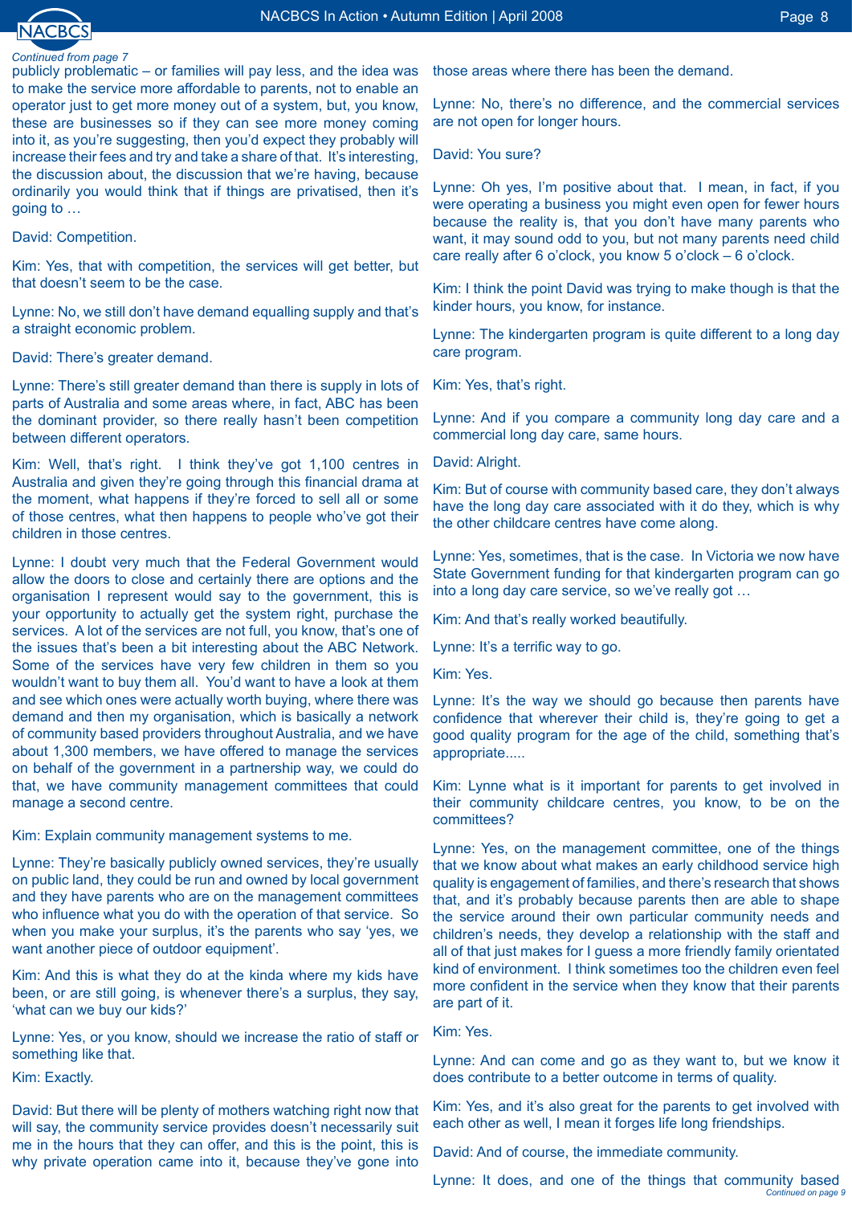*Continued from page 7*

publicly problematic – or families will pay less, and the idea was to make the service more affordable to parents, not to enable an operator just to get more money out of a system, but, you know, these are businesses so if they can see more money coming into it, as you're suggesting, then you'd expect they probably will increase their fees and try and take a share of that. It's interesting, the discussion about, the discussion that we're having, because ordinarily you would think that if things are privatised, then it's going to …

David: Competition.

Kim: Yes, that with competition, the services will get better, but that doesn't seem to be the case.

Lynne: No, we still don't have demand equalling supply and that's a straight economic problem.

David: There's greater demand.

Lynne: There's still greater demand than there is supply in lots of parts of Australia and some areas where, in fact, ABC has been the dominant provider, so there really hasn't been competition between different operators.

Kim: Well, that's right. I think they've got 1,100 centres in Australia and given they're going through this financial drama at the moment, what happens if they're forced to sell all or some of those centres, what then happens to people who've got their children in those centres.

Lynne: I doubt very much that the Federal Government would allow the doors to close and certainly there are options and the organisation I represent would say to the government, this is your opportunity to actually get the system right, purchase the services. A lot of the services are not full, you know, that's one of the issues that's been a bit interesting about the ABC Network. Some of the services have very few children in them so you wouldn't want to buy them all. You'd want to have a look at them and see which ones were actually worth buying, where there was demand and then my organisation, which is basically a network of community based providers throughout Australia, and we have about 1,300 members, we have offered to manage the services on behalf of the government in a partnership way, we could do that, we have community management committees that could manage a second centre.

Kim: Explain community management systems to me.

Lynne: They're basically publicly owned services, they're usually on public land, they could be run and owned by local government and they have parents who are on the management committees who influence what you do with the operation of that service. So when you make your surplus, it's the parents who say 'yes, we want another piece of outdoor equipment'.

Kim: And this is what they do at the kinda where my kids have been, or are still going, is whenever there's a surplus, they say, 'what can we buy our kids?'

Lynne: Yes, or you know, should we increase the ratio of staff or something like that.

Kim: Exactly.

David: But there will be plenty of mothers watching right now that will say, the community service provides doesn't necessarily suit me in the hours that they can offer, and this is the point, this is why private operation came into it, because they've gone into those areas where there has been the demand.

Lynne: No, there's no difference, and the commercial services are not open for longer hours.

David: You sure?

Lynne: Oh yes, I'm positive about that. I mean, in fact, if you were operating a business you might even open for fewer hours because the reality is, that you don't have many parents who want, it may sound odd to you, but not many parents need child care really after 6 o'clock, you know 5 o'clock – 6 o'clock.

Kim: I think the point David was trying to make though is that the kinder hours, you know, for instance.

Lynne: The kindergarten program is quite different to a long day care program.

Kim: Yes, that's right.

Lynne: And if you compare a community long day care and a commercial long day care, same hours.

David: Alright.

Kim: But of course with community based care, they don't always have the long day care associated with it do they, which is why the other childcare centres have come along.

Lynne: Yes, sometimes, that is the case. In Victoria we now have State Government funding for that kindergarten program can go into a long day care service, so we've really got …

Kim: And that's really worked beautifully.

Lynne: It's a terrific way to go.

Kim: Yes.

Lynne: It's the way we should go because then parents have confidence that wherever their child is, they're going to get a good quality program for the age of the child, something that's appropriate.....

Kim: Lynne what is it important for parents to get involved in their community childcare centres, you know, to be on the committees?

Lynne: Yes, on the management committee, one of the things that we know about what makes an early childhood service high quality is engagement of families, and there's research that shows that, and it's probably because parents then are able to shape the service around their own particular community needs and children's needs, they develop a relationship with the staff and all of that just makes for I guess a more friendly family orientated kind of environment. I think sometimes too the children even feel more confident in the service when they know that their parents are part of it.

Kim: Yes.

Lynne: And can come and go as they want to, but we know it does contribute to a better outcome in terms of quality.

Kim: Yes, and it's also great for the parents to get involved with each other as well, I mean it forges life long friendships.

David: And of course, the immediate community.

Lynne: It does, and one of the things that community based

*Continued on page 9*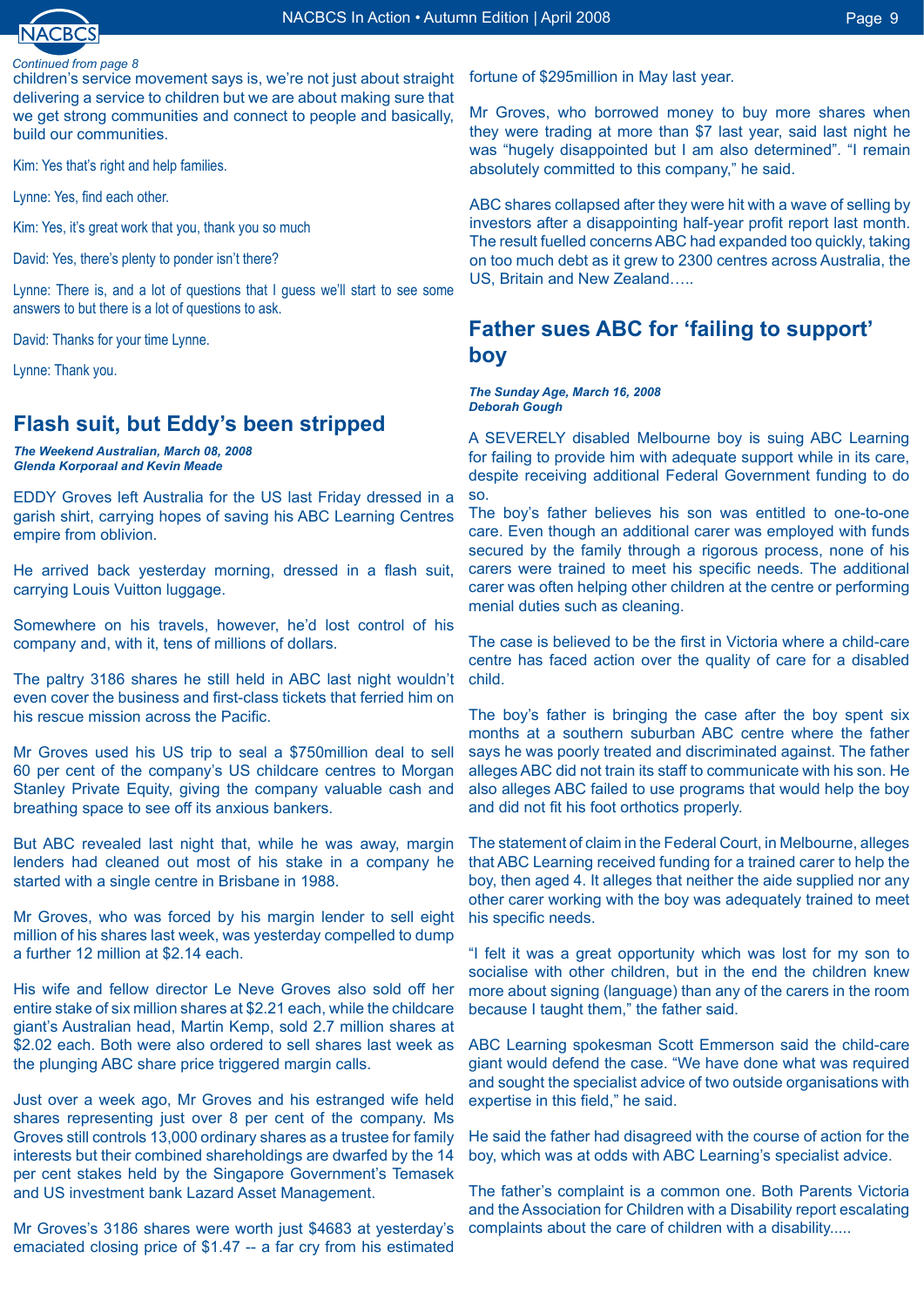*Continued from page 8*

children's service movement says is, we're not just about straight delivering a service to children but we are about making sure that we get strong communities and connect to people and basically, build our communities.

Kim: Yes that's right and help families.

Lynne: Yes, find each other.

Kim: Yes, it's great work that you, thank you so much

David: Yes, there's plenty to ponder isn't there?

Lynne: There is, and a lot of questions that I guess we'll start to see some answers to but there is a lot of questions to ask.

David: Thanks for your time Lynne.

Lynne: Thank you.

## Flash suit, but Eddy's been stripped

***The Weekend Australian, March 08, 2008***
***Glenda Korporaal and Kevin Meade***

EDDY Groves left Australia for the US last Friday dressed in a garish shirt, carrying hopes of saving his ABC Learning Centres empire from oblivion.

He arrived back yesterday morning, dressed in a flash suit, carrying Louis Vuitton luggage.

Somewhere on his travels, however, he'd lost control of his company and, with it, tens of millions of dollars.

The paltry 3186 shares he still held in ABC last night wouldn't even cover the business and first-class tickets that ferried him on his rescue mission across the Pacific.

Mr Groves used his US trip to seal a $750million deal to sell 60 per cent of the company's US childcare centres to Morgan Stanley Private Equity, giving the company valuable cash and breathing space to see off its anxious bankers.

But ABC revealed last night that, while he was away, margin lenders had cleaned out most of his stake in a company he started with a single centre in Brisbane in 1988.

Mr Groves, who was forced by his margin lender to sell eight million of his shares last week, was yesterday compelled to dump a further 12 million at $2.14 each.

His wife and fellow director Le Neve Groves also sold off her entire stake of six million shares at $2.21 each, while the childcare giant's Australian head, Martin Kemp, sold 2.7 million shares at $2.02 each. Both were also ordered to sell shares last week as the plunging ABC share price triggered margin calls.

Just over a week ago, Mr Groves and his estranged wife held shares representing just over 8 per cent of the company. Ms Groves still controls 13,000 ordinary shares as a trustee for family interests but their combined shareholdings are dwarfed by the 14 per cent stakes held by the Singapore Government's Temasek and US investment bank Lazard Asset Management.

Mr Groves's 3186 shares were worth just $4683 at yesterday's emaciated closing price of $1.47 -- a far cry from his estimated fortune of $295million in May last year.

Mr Groves, who borrowed money to buy more shares when they were trading at more than $7 last year, said last night he was "hugely disappointed but I am also determined". "I remain absolutely committed to this company," he said.

ABC shares collapsed after they were hit with a wave of selling by investors after a disappointing half-year profit report last month. The result fuelled concerns ABC had expanded too quickly, taking on too much debt as it grew to 2300 centres across Australia, the US, Britain and New Zealand…..

## Father sues ABC for 'failing to support' boy

***The Sunday Age, March 16, 2008***
***Deborah Gough***

A SEVERELY disabled Melbourne boy is suing ABC Learning for failing to provide him with adequate support while in its care, despite receiving additional Federal Government funding to do so.

The boy's father believes his son was entitled to one-to-one care. Even though an additional carer was employed with funds secured by the family through a rigorous process, none of his carers were trained to meet his specific needs. The additional carer was often helping other children at the centre or performing menial duties such as cleaning.

The case is believed to be the first in Victoria where a child-care centre has faced action over the quality of care for a disabled child.

The boy's father is bringing the case after the boy spent six months at a southern suburban ABC centre where the father says he was poorly treated and discriminated against. The father alleges ABC did not train its staff to communicate with his son. He also alleges ABC failed to use programs that would help the boy and did not fit his foot orthotics properly.

The statement of claim in the Federal Court, in Melbourne, alleges that ABC Learning received funding for a trained carer to help the boy, then aged 4. It alleges that neither the aide supplied nor any other carer working with the boy was adequately trained to meet his specific needs.

"I felt it was a great opportunity which was lost for my son to socialise with other children, but in the end the children knew more about signing (language) than any of the carers in the room because I taught them," the father said.

ABC Learning spokesman Scott Emmerson said the child-care giant would defend the case. "We have done what was required and sought the specialist advice of two outside organisations with expertise in this field," he said.

He said the father had disagreed with the course of action for the boy, which was at odds with ABC Learning's specialist advice.

The father's complaint is a common one. Both Parents Victoria and the Association for Children with a Disability report escalating complaints about the care of children with a disability.....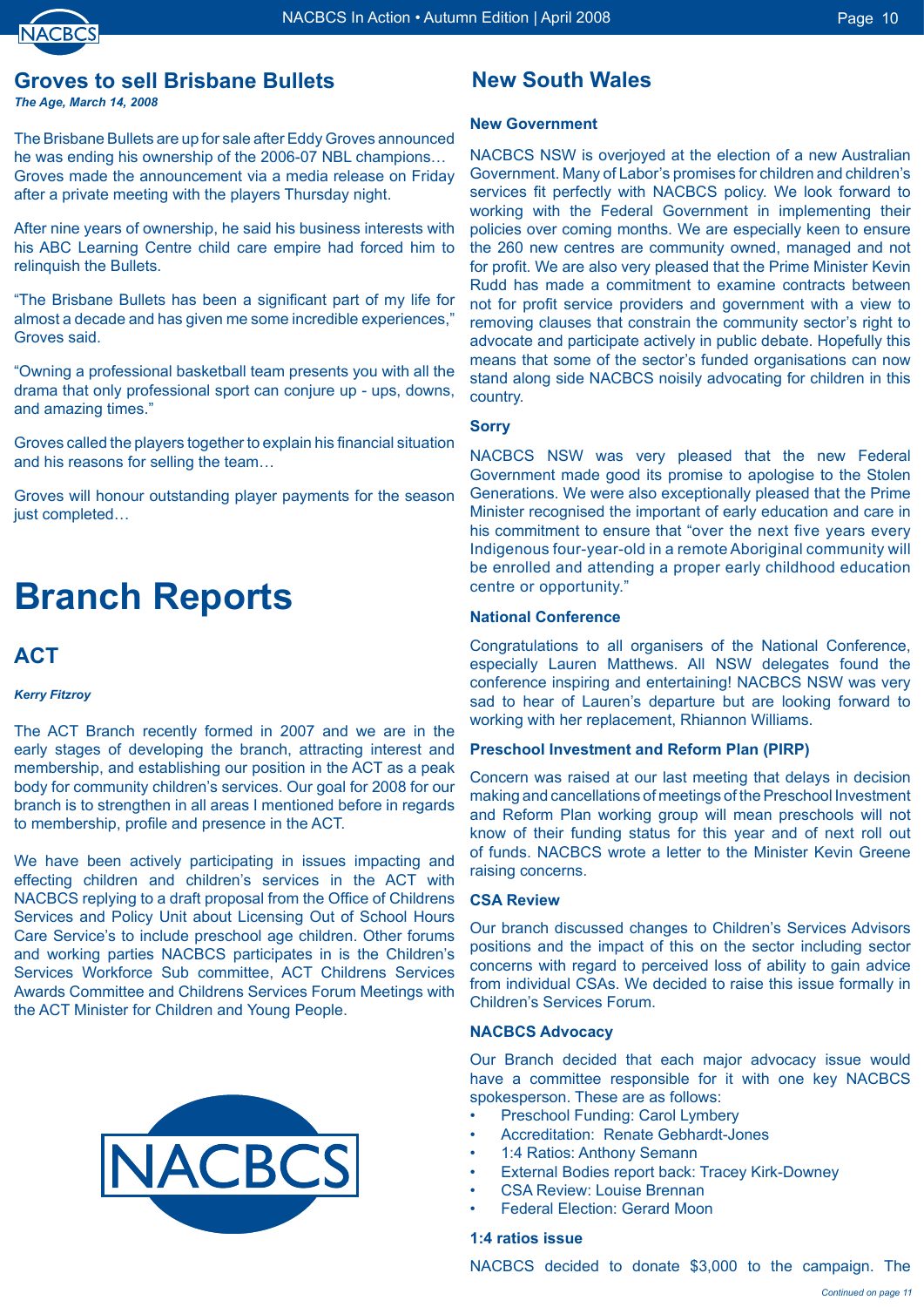## Groves to sell Brisbane Bullets

***The Age, March 14, 2008***

The Brisbane Bullets are up for sale after Eddy Groves announced he was ending his ownership of the 2006-07 NBL champions… Groves made the announcement via a media release on Friday after a private meeting with the players Thursday night.

After nine years of ownership, he said his business interests with his ABC Learning Centre child care empire had forced him to relinquish the Bullets.

"The Brisbane Bullets has been a significant part of my life for almost a decade and has given me some incredible experiences," Groves said.

"Owning a professional basketball team presents you with all the drama that only professional sport can conjure up - ups, downs, and amazing times."

Groves called the players together to explain his financial situation and his reasons for selling the team…

Groves will honour outstanding player payments for the season just completed…

# Branch Reports

## ACT

***Kerry Fitzroy***

The ACT Branch recently formed in 2007 and we are in the early stages of developing the branch, attracting interest and membership, and establishing our position in the ACT as a peak body for community children's services. Our goal for 2008 for our branch is to strengthen in all areas I mentioned before in regards to membership, profile and presence in the ACT.

We have been actively participating in issues impacting and effecting children and children's services in the ACT with NACBCS replying to a draft proposal from the Office of Childrens Services and Policy Unit about Licensing Out of School Hours Care Service's to include preschool age children. Other forums and working parties NACBCS participates in is the Children's Services Workforce Sub committee, ACT Childrens Services Awards Committee and Childrens Services Forum Meetings with the ACT Minister for Children and Young People.

## New South Wales

### New Government

NACBCS NSW is overjoyed at the election of a new Australian Government. Many of Labor's promises for children and children's services fit perfectly with NACBCS policy. We look forward to working with the Federal Government in implementing their policies over coming months. We are especially keen to ensure the 260 new centres are community owned, managed and not for profit. We are also very pleased that the Prime Minister Kevin Rudd has made a commitment to examine contracts between not for profit service providers and government with a view to removing clauses that constrain the community sector's right to advocate and participate actively in public debate. Hopefully this means that some of the sector's funded organisations can now stand along side NACBCS noisily advocating for children in this country.

### Sorry

NACBCS NSW was very pleased that the new Federal Government made good its promise to apologise to the Stolen Generations. We were also exceptionally pleased that the Prime Minister recognised the important of early education and care in his commitment to ensure that "over the next five years every Indigenous four-year-old in a remote Aboriginal community will be enrolled and attending a proper early childhood education centre or opportunity."

### National Conference

Congratulations to all organisers of the National Conference, especially Lauren Matthews. All NSW delegates found the conference inspiring and entertaining! NACBCS NSW was very sad to hear of Lauren's departure but are looking forward to working with her replacement, Rhiannon Williams.

### Preschool Investment and Reform Plan (PIRP)

Concern was raised at our last meeting that delays in decision making and cancellations of meetings of the Preschool Investment and Reform Plan working group will mean preschools will not know of their funding status for this year and of next roll out of funds. NACBCS wrote a letter to the Minister Kevin Greene raising concerns.

### CSA Review

Our branch discussed changes to Children's Services Advisors positions and the impact of this on the sector including sector concerns with regard to perceived loss of ability to gain advice from individual CSAs. We decided to raise this issue formally in Children's Services Forum.

### NACBCS Advocacy

Our Branch decided that each major advocacy issue would have a committee responsible for it with one key NACBCS spokesperson. These are as follows:

- Preschool Funding: Carol Lymbery
- Accreditation: Renate Gebhardt-Jones
- 1:4 Ratios: Anthony Semann
- External Bodies report back: Tracey Kirk-Downey
- CSA Review: Louise Brennan
- Federal Election: Gerard Moon

### 1:4 ratios issue

NACBCS decided to donate $3,000 to the campaign. The

*Continued on page 11*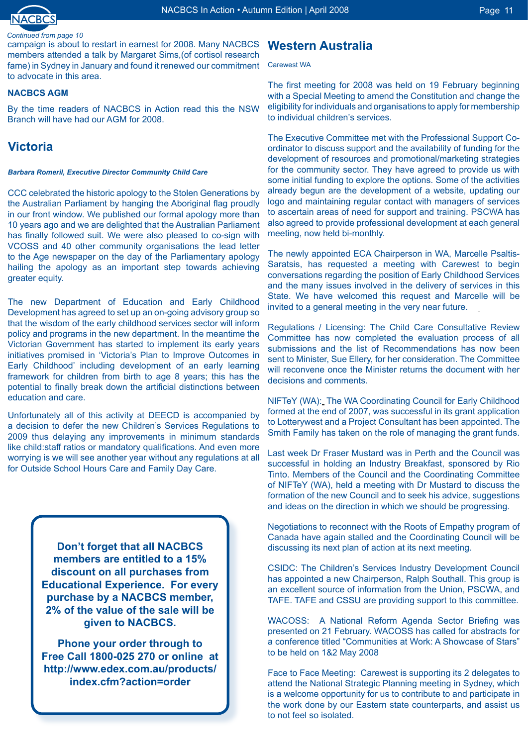*Continued from page 10*

campaign is about to restart in earnest for 2008. Many NACBCS members attended a talk by Margaret Sims,(of cortisol research fame) in Sydney in January and found it renewed our commitment to advocate in this area.

**NACBCS AGM**

By the time readers of NACBCS in Action read this the NSW Branch will have had our AGM for 2008.

## Victoria

***Barbara Romeril, Executive Director Community Child Care***

CCC celebrated the historic apology to the Stolen Generations by the Australian Parliament by hanging the Aboriginal flag proudly in our front window. We published our formal apology more than 10 years ago and we are delighted that the Australian Parliament has finally followed suit. We were also pleased to co-sign with VCOSS and 40 other community organisations the lead letter to the Age newspaper on the day of the Parliamentary apology hailing the apology as an important step towards achieving greater equity.

The new Department of Education and Early Childhood Development has agreed to set up an on-going advisory group so that the wisdom of the early childhood services sector will inform policy and programs in the new department. In the meantime the Victorian Government has started to implement its early years initiatives promised in 'Victoria's Plan to Improve Outcomes in Early Childhood' including development of an early learning framework for children from birth to age 8 years; this has the potential to finally break down the artificial distinctions between education and care.

Unfortunately all of this activity at DEECD is accompanied by a decision to defer the new Children's Services Regulations to 2009 thus delaying any improvements in minimum standards like child:staff ratios or mandatory qualifications. And even more worrying is we will see another year without any regulations at all for Outside School Hours Care and Family Day Care.

**Don't forget that all NACBCS members are entitled to a 15% discount on all purchases from Educational Experience. For every purchase by a NACBCS member, 2% of the value of the sale will be given to NACBCS.**

**Phone your order through to Free Call 1800-025 270 or online at http://www.edex.com.au/products/index.cfm?action=order**

## Western Australia

Carewest WA

The first meeting for 2008 was held on 19 February beginning with a Special Meeting to amend the Constitution and change the eligibility for individuals and organisations to apply for membership to individual children's services.

The Executive Committee met with the Professional Support Co-ordinator to discuss support and the availability of funding for the development of resources and promotional/marketing strategies for the community sector. They have agreed to provide us with some initial funding to explore the options. Some of the activities already begun are the development of a website, updating our logo and maintaining regular contact with managers of services to ascertain areas of need for support and training. PSCWA has also agreed to provide professional development at each general meeting, now held bi-monthly.

The newly appointed ECA Chairperson in WA, Marcelle Psaltis-Saratsis, has requested a meeting with Carewest to begin conversations regarding the position of Early Childhood Services and the many issues involved in the delivery of services in this State. We have welcomed this request and Marcelle will be invited to a general meeting in the very near future.

Regulations / Licensing: The Child Care Consultative Review Committee has now completed the evaluation process of all submissions and the list of Recommendations has now been sent to Minister, Sue Ellery, for her consideration. The Committee will reconvene once the Minister returns the document with her decisions and comments.

NIFTeY (WA): The WA Coordinating Council for Early Childhood formed at the end of 2007, was successful in its grant application to Lotterywest and a Project Consultant has been appointed. The Smith Family has taken on the role of managing the grant funds.

Last week Dr Fraser Mustard was in Perth and the Council was successful in holding an Industry Breakfast, sponsored by Rio Tinto. Members of the Council and the Coordinating Committee of NIFTeY (WA), held a meeting with Dr Mustard to discuss the formation of the new Council and to seek his advice, suggestions and ideas on the direction in which we should be progressing.

Negotiations to reconnect with the Roots of Empathy program of Canada have again stalled and the Coordinating Council will be discussing its next plan of action at its next meeting.

CSIDC: The Children's Services Industry Development Council has appointed a new Chairperson, Ralph Southall. This group is an excellent source of information from the Union, PSCWA, and TAFE. TAFE and CSSU are providing support to this committee.

WACOSS: A National Reform Agenda Sector Briefing was presented on 21 February. WACOSS has called for abstracts for a conference titled "Communities at Work: A Showcase of Stars" to be held on 1&2 May 2008

Face to Face Meeting: Carewest is supporting its 2 delegates to attend the National Strategic Planning meeting in Sydney, which is a welcome opportunity for us to contribute to and participate in the work done by our Eastern state counterparts, and assist us to not feel so isolated.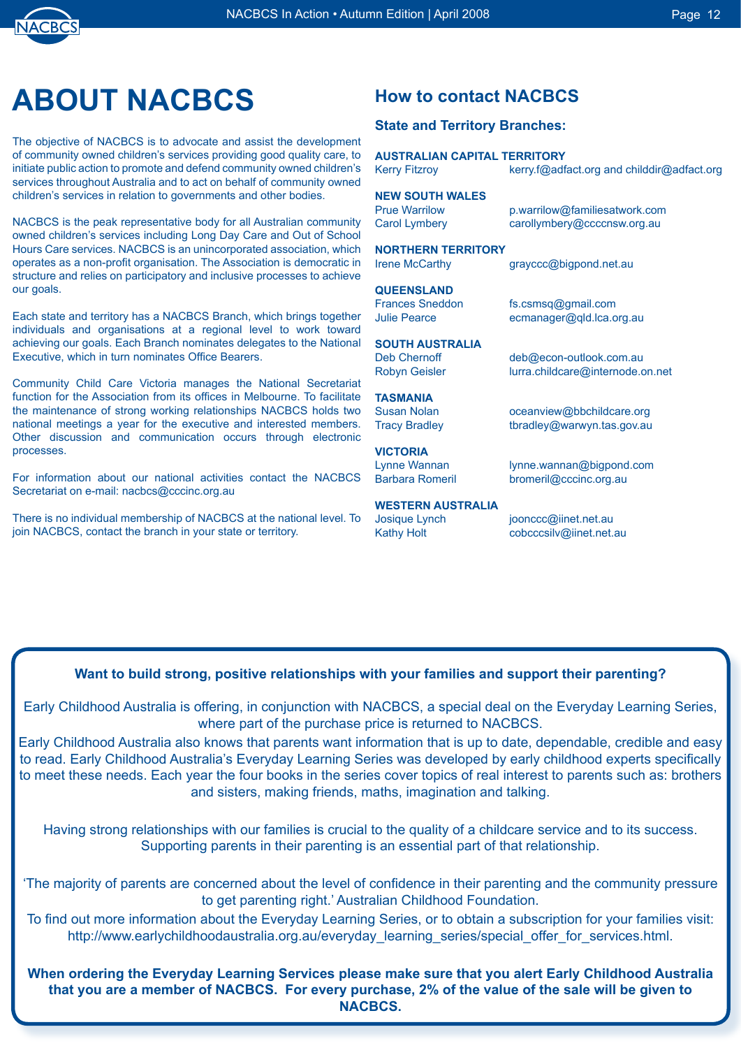# ABOUT NACBCS

The objective of NACBCS is to advocate and assist the development of community owned children's services providing good quality care, to initiate public action to promote and defend community owned children's services throughout Australia and to act on behalf of community owned children's services in relation to governments and other bodies.

NACBCS is the peak representative body for all Australian community owned children's services including Long Day Care and Out of School Hours Care services. NACBCS is an unincorporated association, which operates as a non-profit organisation. The Association is democratic in structure and relies on participatory and inclusive processes to achieve our goals.

Each state and territory has a NACBCS Branch, which brings together individuals and organisations at a regional level to work toward achieving our goals. Each Branch nominates delegates to the National Executive, which in turn nominates Office Bearers.

Community Child Care Victoria manages the National Secretariat function for the Association from its offices in Melbourne. To facilitate the maintenance of strong working relationships NACBCS holds two national meetings a year for the executive and interested members. Other discussion and communication occurs through electronic processes.

For information about our national activities contact the NACBCS Secretariat on e-mail: nacbcs@cccinc.org.au

There is no individual membership of NACBCS at the national level. To join NACBCS, contact the branch in your state or territory.

## How to contact NACBCS

### State and Territory Branches:

**AUSTRALIAN CAPITAL TERRITORY**
Kerry Fitzroy — kerry.f@adfact.org and childdir@adfact.org

**NEW SOUTH WALES**
Prue Warrilow — p.warrilow@familiesatwork.com
Carol Lymbery — carollymbery@ccccnsw.org.au

**NORTHERN TERRITORY**
Irene McCarthy — grayccc@bigpond.net.au

**QUEENSLAND**
Frances Sneddon — fs.csmsq@gmail.com
Julie Pearce — ecmanager@qld.lca.org.au

**SOUTH AUSTRALIA**
Deb Chernoff — deb@econ-outlook.com.au
Robyn Geisler — lurra.childcare@internode.on.net

**TASMANIA**
Susan Nolan — oceanview@bbchildcare.org
Tracy Bradley — tbradley@warwyn.tas.gov.au

**VICTORIA**
Lynne Wannan — lynne.wannan@bigpond.com
Barbara Romeril — bromeril@cccinc.org.au

**WESTERN AUSTRALIA**
Josique Lynch — joonccc@iinet.net.au
Kathy Holt — cobcccsilv@iinet.net.au

---

**Want to build strong, positive relationships with your families and support their parenting?**

Early Childhood Australia is offering, in conjunction with NACBCS, a special deal on the Everyday Learning Series, where part of the purchase price is returned to NACBCS.

Early Childhood Australia also knows that parents want information that is up to date, dependable, credible and easy to read. Early Childhood Australia's Everyday Learning Series was developed by early childhood experts specifically to meet these needs. Each year the four books in the series cover topics of real interest to parents such as: brothers and sisters, making friends, maths, imagination and talking.

Having strong relationships with our families is crucial to the quality of a childcare service and to its success. Supporting parents in their parenting is an essential part of that relationship.

'The majority of parents are concerned about the level of confidence in their parenting and the community pressure to get parenting right.' Australian Childhood Foundation.

To find out more information about the Everyday Learning Series, or to obtain a subscription for your families visit: http://www.earlychildhoodaustralia.org.au/everyday_learning_series/special_offer_for_services.html.

**When ordering the Everyday Learning Services please make sure that you alert Early Childhood Australia that you are a member of NACBCS. For every purchase, 2% of the value of the sale will be given to NACBCS.**